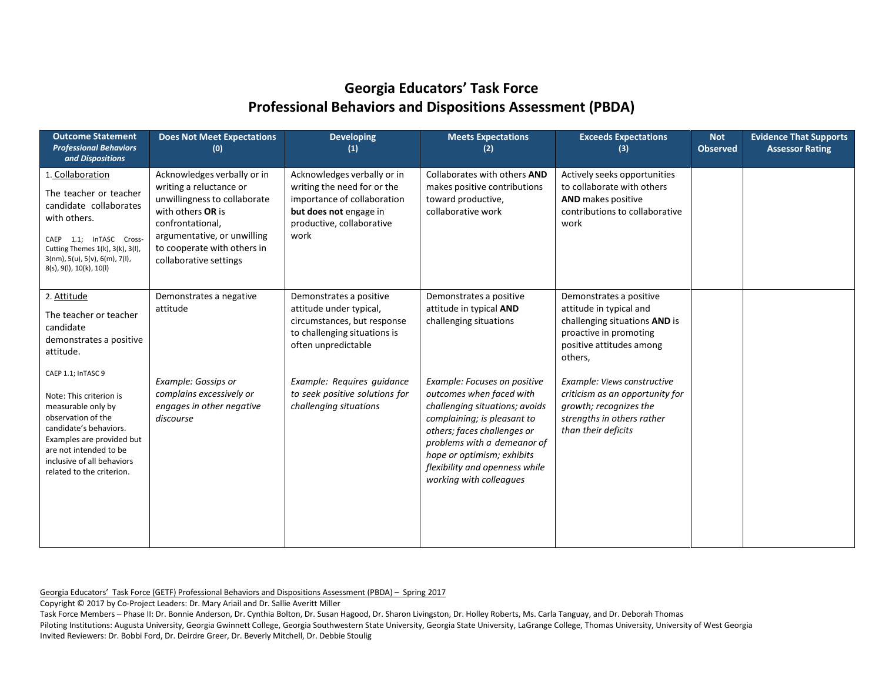# Georgia Educators' Task Force
# Professional Behaviors and Dispositions Assessment (PBDA)

| Outcome Statement *Professional Behaviors and Dispositions* | Does Not Meet Expectations (0) | Developing (1) | Meets Expectations (2) | Exceeds Expectations (3) | Not Observed | Evidence That Supports Assessor Rating |
|---|---|---|---|---|---|---|
| 1. Collaboration<br><br>The teacher or teacher candidate collaborates with others.<br><br>CAEP 1.1; InTASC Cross-Cutting Themes 1(k), 3(k), 3(l), 3(nm), 5(u), 5(v), 6(m), 7(l), 8(s), 9(l), 10(k), 10(l) | Acknowledges verbally or in writing a reluctance or unwillingness to collaborate with others **OR** is confrontational, argumentative, or unwilling to cooperate with others in collaborative settings | Acknowledges verbally or in writing the need for or the importance of collaboration **but does not** engage in productive, collaborative work | Collaborates with others **AND** makes positive contributions toward productive, collaborative work | Actively seeks opportunities to collaborate with others **AND** makes positive contributions to collaborative work | | |
| 2. Attitude<br><br>The teacher or teacher candidate demonstrates a positive attitude.<br><br>CAEP 1.1; InTASC 9<br><br>Note: This criterion is measurable only by observation of the candidate's behaviors. Examples are provided but are not intended to be inclusive of all behaviors related to the criterion. | Demonstrates a negative attitude<br><br>*Example: Gossips or complains excessively or engages in other negative discourse* | Demonstrates a positive attitude under typical, circumstances, but response to challenging situations is often unpredictable<br><br>*Example: Requires guidance to seek positive solutions for challenging situations* | Demonstrates a positive attitude in typical **AND** challenging situations<br><br>*Example: Focuses on positive outcomes when faced with challenging situations; avoids complaining; is pleasant to others; faces challenges or problems with a demeanor of hope or optimism; exhibits flexibility and openness while working with colleagues* | Demonstrates a positive attitude in typical and challenging situations **AND** is proactive in promoting positive attitudes among others,<br><br>*Example: Views constructive criticism as an opportunity for growth; recognizes the strengths in others rather than their deficits* | | |

Georgia Educators' Task Force (GETF) Professional Behaviors and Dispositions Assessment (PBDA) – Spring 2017
Copyright © 2017 by Co-Project Leaders: Dr. Mary Ariail and Dr. Sallie Averitt Miller
Task Force Members – Phase II: Dr. Bonnie Anderson, Dr. Cynthia Bolton, Dr. Susan Hagood, Dr. Sharon Livingston, Dr. Holley Roberts, Ms. Carla Tanguay, and Dr. Deborah Thomas
Piloting Institutions: Augusta University, Georgia Gwinnett College, Georgia Southwestern State University, Georgia State University, LaGrange College, Thomas University, University of West Georgia
Invited Reviewers: Dr. Bobbi Ford, Dr. Deirdre Greer, Dr. Beverly Mitchell, Dr. Debbie Stoulig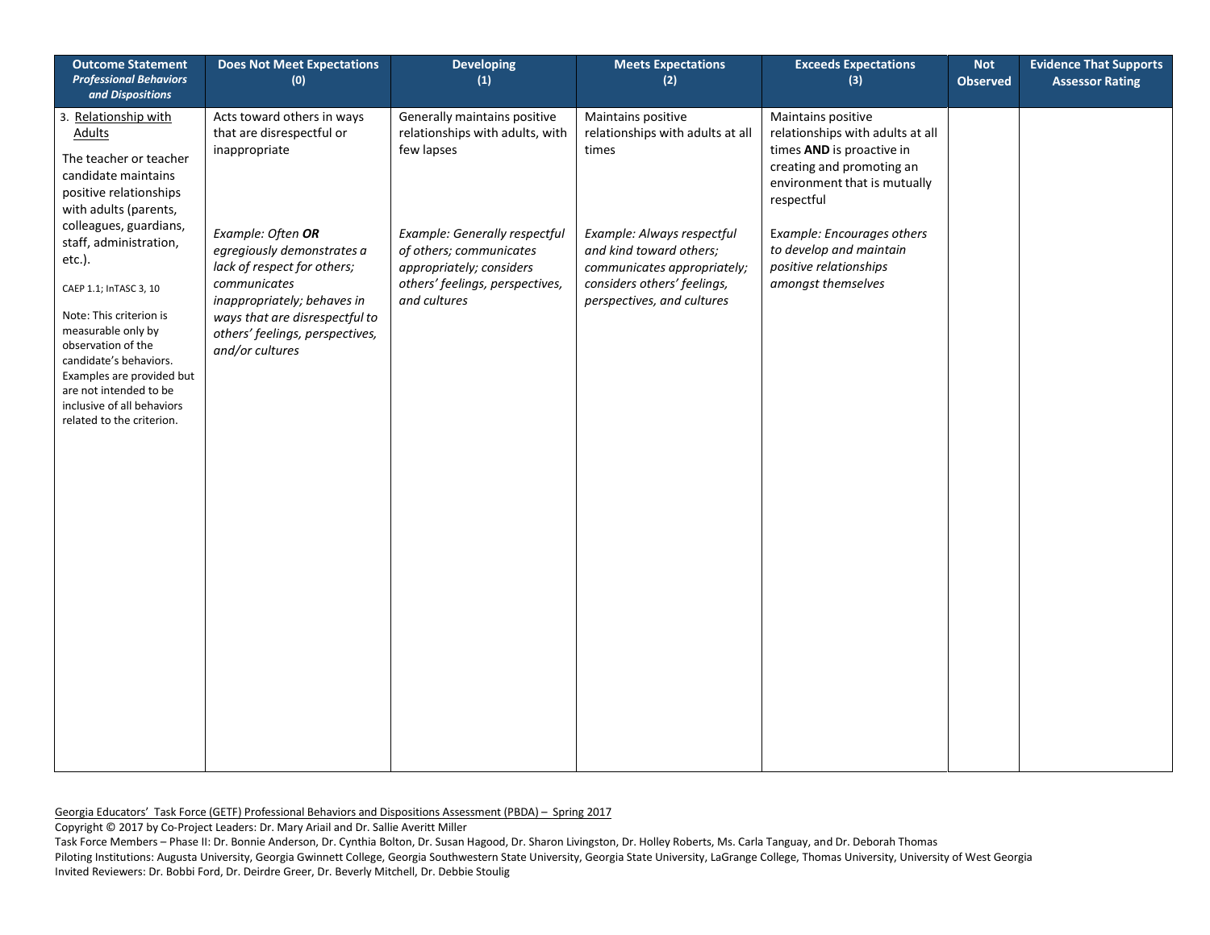| Outcome Statement *Professional Behaviors and Dispositions* | Does Not Meet Expectations (0) | Developing (1) | Meets Expectations (2) | Exceeds Expectations (3) | Not Observed | Evidence That Supports Assessor Rating |
|---|---|---|---|---|---|---|
| 3. Relationship with Adults<br><br>The teacher or teacher candidate maintains positive relationships with adults (parents, colleagues, guardians, staff, administration, etc.).<br><br>CAEP 1.1; InTASC 3, 10<br><br>Note: This criterion is measurable only by observation of the candidate's behaviors. Examples are provided but are not intended to be inclusive of all behaviors related to the criterion. | Acts toward others in ways that are disrespectful or inappropriate<br><br>*Example: Often* ***OR*** *egregiously demonstrates a lack of respect for others; communicates inappropriately; behaves in ways that are disrespectful to others' feelings, perspectives, and/or cultures* | Generally maintains positive relationships with adults, with few lapses<br><br>*Example: Generally respectful of others; communicates appropriately; considers others' feelings, perspectives, and cultures* | Maintains positive relationships with adults at all times<br><br>*Example: Always respectful and kind toward others; communicates appropriately; considers others' feelings, perspectives, and cultures* | Maintains positive relationships with adults at all times **AND** is proactive in creating and promoting an environment that is mutually respectful<br><br>*Example: Encourages others to develop and maintain positive relationships amongst themselves* | | |

Georgia Educators' Task Force (GETF) Professional Behaviors and Dispositions Assessment (PBDA) – Spring 2017
Copyright © 2017 by Co-Project Leaders: Dr. Mary Ariail and Dr. Sallie Averitt Miller
Task Force Members – Phase II: Dr. Bonnie Anderson, Dr. Cynthia Bolton, Dr. Susan Hagood, Dr. Sharon Livingston, Dr. Holley Roberts, Ms. Carla Tanguay, and Dr. Deborah Thomas
Piloting Institutions: Augusta University, Georgia Gwinnett College, Georgia Southwestern State University, Georgia State University, LaGrange College, Thomas University, University of West Georgia
Invited Reviewers: Dr. Bobbi Ford, Dr. Deirdre Greer, Dr. Beverly Mitchell, Dr. Debbie Stoulig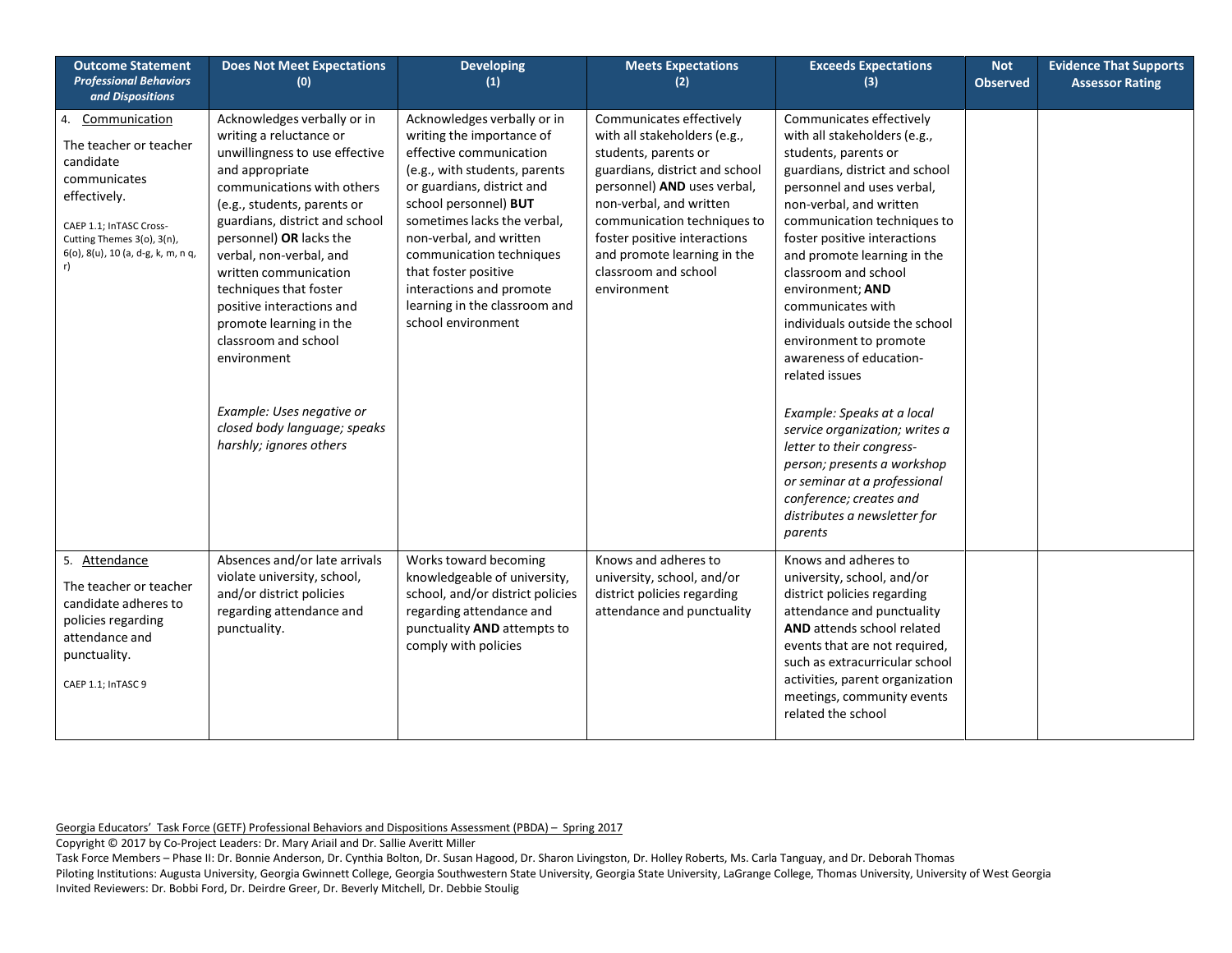| **Outcome Statement** *Professional Behaviors and Dispositions* | **Does Not Meet Expectations (0)** | **Developing (1)** | **Meets Expectations (2)** | **Exceeds Expectations (3)** | **Not Observed** | **Evidence That Supports Assessor Rating** |
|---|---|---|---|---|---|---|
| 4. Communication<br><br>The teacher or teacher candidate communicates effectively.<br><br>CAEP 1.1; InTASC Cross-Cutting Themes 3(o), 3(n), 6(o), 8(u), 10 (a, d-g, k, m, n q, r) | Acknowledges verbally or in writing a reluctance or unwillingness to use effective and appropriate communications with others (e.g., students, parents or guardians, district and school personnel) **OR** lacks the verbal, non-verbal, and written communication techniques that foster positive interactions and promote learning in the classroom and school environment<br><br>*Example: Uses negative or closed body language; speaks harshly; ignores others* | Acknowledges verbally or in writing the importance of effective communication (e.g., with students, parents or guardians, district and school personnel) **BUT** sometimes lacks the verbal, non-verbal, and written communication techniques that foster positive interactions and promote learning in the classroom and school environment | Communicates effectively with all stakeholders (e.g., students, parents or guardians, district and school personnel) **AND** uses verbal, non-verbal, and written communication techniques to foster positive interactions and promote learning in the classroom and school environment | Communicates effectively with all stakeholders (e.g., students, parents or guardians, district and school personnel and uses verbal, non-verbal, and written communication techniques to foster positive interactions and promote learning in the classroom and school environment; **AND** communicates with individuals outside the school environment to promote awareness of education-related issues<br><br>*Example: Speaks at a local service organization; writes a letter to their congress-person; presents a workshop or seminar at a professional conference; creates and distributes a newsletter for parents* | | |
| 5. Attendance<br><br>The teacher or teacher candidate adheres to policies regarding attendance and punctuality.<br><br>CAEP 1.1; InTASC 9 | Absences and/or late arrivals violate university, school, and/or district policies regarding attendance and punctuality. | Works toward becoming knowledgeable of university, school, and/or district policies regarding attendance and punctuality **AND** attempts to comply with policies | Knows and adheres to university, school, and/or district policies regarding attendance and punctuality | Knows and adheres to university, school, and/or district policies regarding attendance and punctuality **AND** attends school related events that are not required, such as extracurricular school activities, parent organization meetings, community events related the school | | |

Georgia Educators' Task Force (GETF) Professional Behaviors and Dispositions Assessment (PBDA) – Spring 2017
Copyright © 2017 by Co-Project Leaders: Dr. Mary Ariail and Dr. Sallie Averitt Miller
Task Force Members – Phase II: Dr. Bonnie Anderson, Dr. Cynthia Bolton, Dr. Susan Hagood, Dr. Sharon Livingston, Dr. Holley Roberts, Ms. Carla Tanguay, and Dr. Deborah Thomas
Piloting Institutions: Augusta University, Georgia Gwinnett College, Georgia Southwestern State University, Georgia State University, LaGrange College, Thomas University, University of West Georgia
Invited Reviewers: Dr. Bobbi Ford, Dr. Deirdre Greer, Dr. Beverly Mitchell, Dr. Debbie Stoulig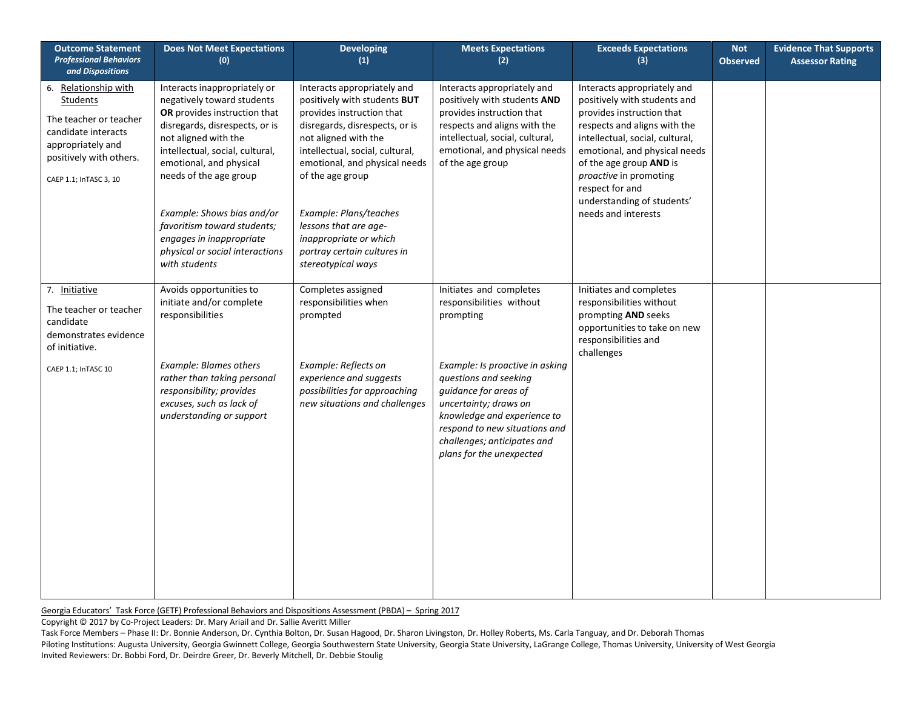| **Outcome Statement** *Professional Behaviors and Dispositions* | **Does Not Meet Expectations (0)** | **Developing (1)** | **Meets Expectations (2)** | **Exceeds Expectations (3)** | **Not Observed** | **Evidence That Supports Assessor Rating** |
|---|---|---|---|---|---|---|
| 6. Relationship with Students<br><br>The teacher or teacher candidate interacts appropriately and positively with others.<br><br>CAEP 1.1; InTASC 3, 10 | Interacts inappropriately or negatively toward students **OR** provides instruction that disregards, disrespects, or is not aligned with the intellectual, social, cultural, emotional, and physical needs of the age group<br><br>*Example: Shows bias and/or favoritism toward students; engages in inappropriate physical or social interactions with students* | Interacts appropriately and positively with students **BUT** provides instruction that disregards, disrespects, or is not aligned with the intellectual, social, cultural, emotional, and physical needs of the age group<br><br>*Example: Plans/teaches lessons that are age-inappropriate or which portray certain cultures in stereotypical ways* | Interacts appropriately and positively with students **AND** provides instruction that respects and aligns with the intellectual, social, cultural, emotional, and physical needs of the age group | Interacts appropriately and positively with students and provides instruction that respects and aligns with the intellectual, social, cultural, emotional, and physical needs of the age group **AND** is *proactive* in promoting respect for and understanding of students' needs and interests | | |
| 7. Initiative<br><br>The teacher or teacher candidate demonstrates evidence of initiative.<br><br>CAEP 1.1; InTASC 10 | Avoids opportunities to initiate and/or complete responsibilities<br><br>*Example: Blames others rather than taking personal responsibility; provides excuses, such as lack of understanding or support* | Completes assigned responsibilities when prompted<br><br>*Example: Reflects on experience and suggests possibilities for approaching new situations and challenges* | Initiates and completes responsibilities without prompting<br><br>*Example: Is proactive in asking questions and seeking guidance for areas of uncertainty; draws on knowledge and experience to respond to new situations and challenges; anticipates and plans for the unexpected* | Initiates and completes responsibilities without prompting **AND** seeks opportunities to take on new responsibilities and challenges | | |

Georgia Educators' Task Force (GETF) Professional Behaviors and Dispositions Assessment (PBDA) – Spring 2017
Copyright © 2017 by Co-Project Leaders: Dr. Mary Ariail and Dr. Sallie Averitt Miller
Task Force Members – Phase II: Dr. Bonnie Anderson, Dr. Cynthia Bolton, Dr. Susan Hagood, Dr. Sharon Livingston, Dr. Holley Roberts, Ms. Carla Tanguay, and Dr. Deborah Thomas
Piloting Institutions: Augusta University, Georgia Gwinnett College, Georgia Southwestern State University, Georgia State University, LaGrange College, Thomas University, University of West Georgia
Invited Reviewers: Dr. Bobbi Ford, Dr. Deirdre Greer, Dr. Beverly Mitchell, Dr. Debbie Stoulig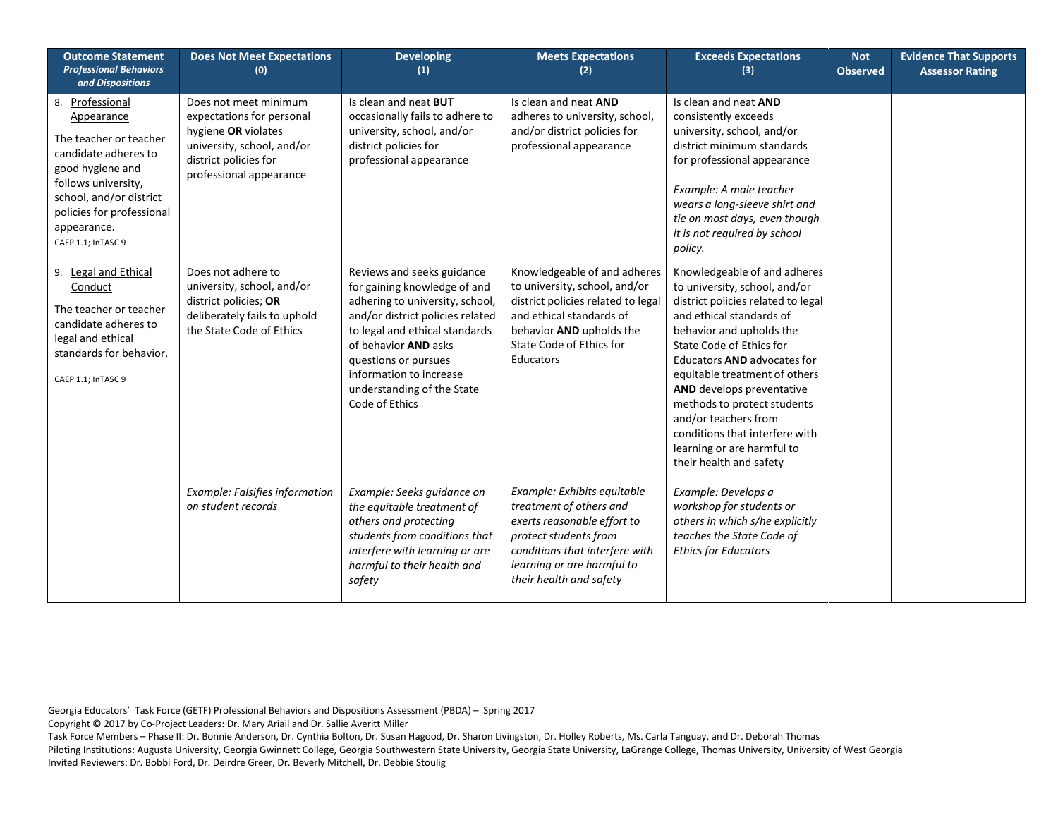| Outcome Statement *Professional Behaviors and Dispositions* | Does Not Meet Expectations (0) | Developing (1) | Meets Expectations (2) | Exceeds Expectations (3) | Not Observed | Evidence That Supports Assessor Rating |
|---|---|---|---|---|---|---|
| 8. Professional Appearance<br><br>The teacher or teacher candidate adheres to good hygiene and follows university, school, and/or district policies for professional appearance.<br><br>CAEP 1.1; InTASC 9 | Does not meet minimum expectations for personal hygiene **OR** violates university, school, and/or district policies for professional appearance | Is clean and neat **BUT** occasionally fails to adhere to university, school, and/or district policies for professional appearance | Is clean and neat **AND** adheres to university, school, and/or district policies for professional appearance | Is clean and neat **AND** consistently exceeds university, school, and/or district minimum standards for professional appearance<br><br>*Example: A male teacher wears a long-sleeve shirt and tie on most days, even though it is not required by school policy.* | | |
| 9. Legal and Ethical Conduct<br><br>The teacher or teacher candidate adheres to legal and ethical standards for behavior.<br><br>CAEP 1.1; InTASC 9 | Does not adhere to university, school, and/or district policies; **OR** deliberately fails to uphold the State Code of Ethics<br><br>*Example: Falsifies information on student records* | Reviews and seeks guidance for gaining knowledge of and adhering to university, school, and/or district policies related to legal and ethical standards of behavior **AND** asks questions or pursues information to increase understanding of the State Code of Ethics<br><br>*Example: Seeks guidance on the equitable treatment of others and protecting students from conditions that interfere with learning or are harmful to their health and safety* | Knowledgeable of and adheres to university, school, and/or district policies related to legal and ethical standards of behavior **AND** upholds the State Code of Ethics for Educators<br><br>*Example: Exhibits equitable treatment of others and exerts reasonable effort to protect students from conditions that interfere with learning or are harmful to their health and safety* | Knowledgeable of and adheres to university, school, and/or district policies related to legal and ethical standards of behavior and upholds the State Code of Ethics for Educators **AND** advocates for equitable treatment of others **AND** develops preventative methods to protect students and/or teachers from conditions that interfere with learning or are harmful to their health and safety<br><br>*Example: Develops a workshop for students or others in which s/he explicitly teaches the State Code of Ethics for Educators* | | |

Georgia Educators' Task Force (GETF) Professional Behaviors and Dispositions Assessment (PBDA) – Spring 2017
Copyright © 2017 by Co-Project Leaders: Dr. Mary Ariail and Dr. Sallie Averitt Miller
Task Force Members – Phase II: Dr. Bonnie Anderson, Dr. Cynthia Bolton, Dr. Susan Hagood, Dr. Sharon Livingston, Dr. Holley Roberts, Ms. Carla Tanguay, and Dr. Deborah Thomas
Piloting Institutions: Augusta University, Georgia Gwinnett College, Georgia Southwestern State University, Georgia State University, LaGrange College, Thomas University, University of West Georgia
Invited Reviewers: Dr. Bobbi Ford, Dr. Deirdre Greer, Dr. Beverly Mitchell, Dr. Debbie Stoulig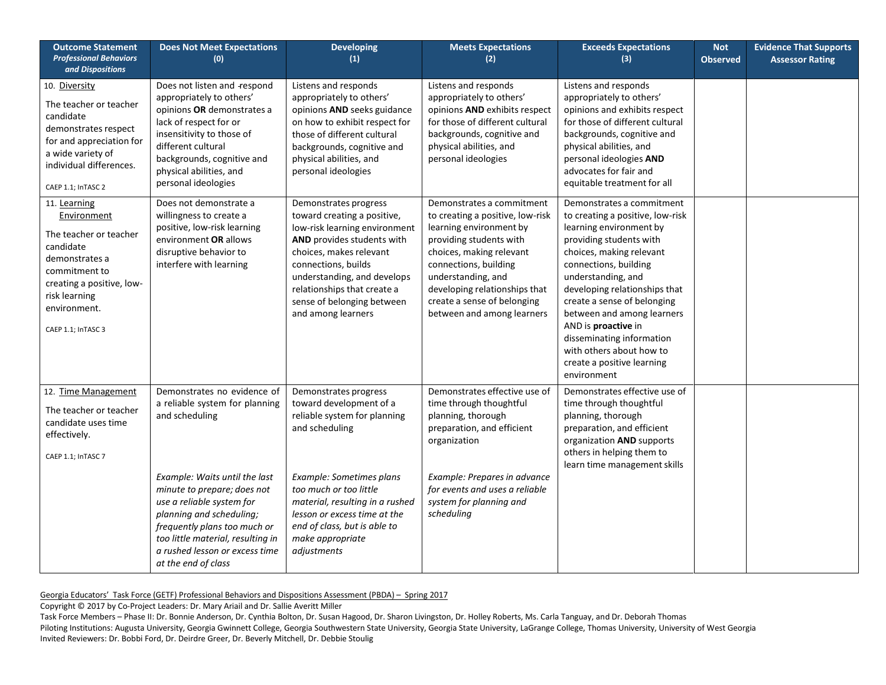| Outcome Statement *Professional Behaviors and Dispositions* | Does Not Meet Expectations (0) | Developing (1) | Meets Expectations (2) | Exceeds Expectations (3) | Not Observed | Evidence That Supports Assessor Rating |
|---|---|---|---|---|---|---|
| 10. Diversity<br><br>The teacher or teacher candidate demonstrates respect for and appreciation for a wide variety of individual differences.<br><br>CAEP 1.1; InTASC 2 | Does not listen and respond appropriately to others' opinions **OR** demonstrates a lack of respect for or insensitivity to those of different cultural backgrounds, cognitive and physical abilities, and personal ideologies | Listens and responds appropriately to others' opinions **AND** seeks guidance on how to exhibit respect for those of different cultural backgrounds, cognitive and physical abilities, and personal ideologies | Listens and responds appropriately to others' opinions **AND** exhibits respect for those of different cultural backgrounds, cognitive and physical abilities, and personal ideologies | Listens and responds appropriately to others' opinions and exhibits respect for those of different cultural backgrounds, cognitive and physical abilities, and personal ideologies **AND** advocates for fair and equitable treatment for all | | |
| 11. Learning Environment<br><br>The teacher or teacher candidate demonstrates a commitment to creating a positive, low-risk learning environment.<br><br>CAEP 1.1; InTASC 3 | Does not demonstrate a willingness to create a positive, low-risk learning environment **OR** allows disruptive behavior to interfere with learning | Demonstrates progress toward creating a positive, low-risk learning environment **AND** provides students with choices, makes relevant connections, builds understanding, and develops relationships that create a sense of belonging between and among learners | Demonstrates a commitment to creating a positive, low-risk learning environment by providing students with choices, making relevant connections, building understanding, and developing relationships that create a sense of belonging between and among learners | Demonstrates a commitment to creating a positive, low-risk learning environment by providing students with choices, making relevant connections, building understanding, and developing relationships that create a sense of belonging between and among learners AND is **proactive** in disseminating information with others about how to create a positive learning environment | | |
| 12. Time Management<br><br>The teacher or teacher candidate uses time effectively.<br><br>CAEP 1.1; InTASC 7 | Demonstrates no evidence of a reliable system for planning and scheduling<br><br>*Example: Waits until the last minute to prepare; does not use a reliable system for planning and scheduling; frequently plans too much or too little material, resulting in a rushed lesson or excess time at the end of class* | Demonstrates progress toward development of a reliable system for planning and scheduling<br><br>*Example: Sometimes plans too much or too little material, resulting in a rushed lesson or excess time at the end of class, but is able to make appropriate adjustments* | Demonstrates effective use of time through thoughtful planning, thorough preparation, and efficient organization<br><br>*Example: Prepares in advance for events and uses a reliable system for planning and scheduling* | Demonstrates effective use of time through thoughtful planning, thorough preparation, and efficient organization **AND** supports others in helping them to learn time management skills | | |

Georgia Educators' Task Force (GETF) Professional Behaviors and Dispositions Assessment (PBDA) – Spring 2017
Copyright © 2017 by Co-Project Leaders: Dr. Mary Ariail and Dr. Sallie Averitt Miller
Task Force Members – Phase II: Dr. Bonnie Anderson, Dr. Cynthia Bolton, Dr. Susan Hagood, Dr. Sharon Livingston, Dr. Holley Roberts, Ms. Carla Tanguay, and Dr. Deborah Thomas
Piloting Institutions: Augusta University, Georgia Gwinnett College, Georgia Southwestern State University, Georgia State University, LaGrange College, Thomas University, University of West Georgia
Invited Reviewers: Dr. Bobbi Ford, Dr. Deirdre Greer, Dr. Beverly Mitchell, Dr. Debbie Stoulig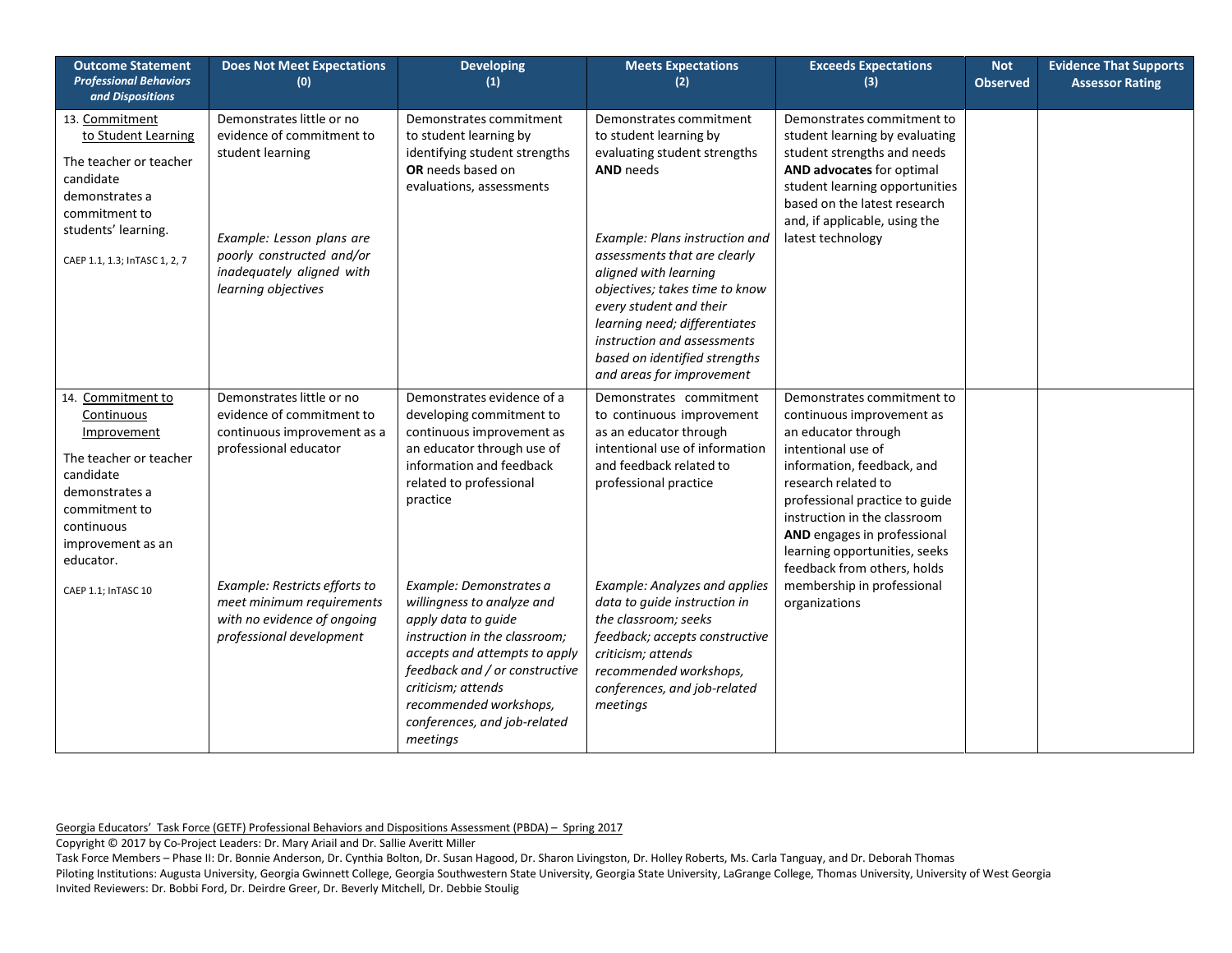| **Outcome Statement** *Professional Behaviors and Dispositions* | **Does Not Meet Expectations (0)** | **Developing (1)** | **Meets Expectations (2)** | **Exceeds Expectations (3)** | **Not Observed** | **Evidence That Supports Assessor Rating** |
|---|---|---|---|---|---|---|
| 13. Commitment to Student Learning<br><br>The teacher or teacher candidate demonstrates a commitment to students' learning.<br><br>CAEP 1.1, 1.3; InTASC 1, 2, 7 | Demonstrates little or no evidence of commitment to student learning<br><br>*Example: Lesson plans are poorly constructed and/or inadequately aligned with learning objectives* | Demonstrates commitment to student learning by identifying student strengths **OR** needs based on evaluations, assessments | Demonstrates commitment to student learning by evaluating student strengths **AND** needs<br><br>*Example: Plans instruction and assessments that are clearly aligned with learning objectives; takes time to know every student and their learning need; differentiates instruction and assessments based on identified strengths and areas for improvement* | Demonstrates commitment to student learning by evaluating student strengths and needs **AND advocates** for optimal student learning opportunities based on the latest research and, if applicable, using the latest technology | | |
| 14. Commitment to Continuous Improvement<br><br>The teacher or teacher candidate demonstrates a commitment to continuous improvement as an educator.<br><br>CAEP 1.1; InTASC 10 | Demonstrates little or no evidence of commitment to continuous improvement as a professional educator<br><br>*Example: Restricts efforts to meet minimum requirements with no evidence of ongoing professional development* | Demonstrates evidence of a developing commitment to continuous improvement as an educator through use of information and feedback related to professional practice<br><br>*Example: Demonstrates a willingness to analyze and apply data to guide instruction in the classroom; accepts and attempts to apply feedback and / or constructive criticism; attends recommended workshops, conferences, and job-related meetings* | Demonstrates commitment to continuous improvement as an educator through intentional use of information and feedback related to professional practice<br><br>*Example: Analyzes and applies data to guide instruction in the classroom; seeks feedback; accepts constructive criticism; attends recommended workshops, conferences, and job-related meetings* | Demonstrates commitment to continuous improvement as an educator through intentional use of information, feedback, and research related to professional practice to guide instruction in the classroom **AND** engages in professional learning opportunities, seeks feedback from others, holds membership in professional organizations | | |

Georgia Educators' Task Force (GETF) Professional Behaviors and Dispositions Assessment (PBDA) – Spring 2017
Copyright © 2017 by Co-Project Leaders: Dr. Mary Ariail and Dr. Sallie Averitt Miller
Task Force Members – Phase II: Dr. Bonnie Anderson, Dr. Cynthia Bolton, Dr. Susan Hagood, Dr. Sharon Livingston, Dr. Holley Roberts, Ms. Carla Tanguay, and Dr. Deborah Thomas
Piloting Institutions: Augusta University, Georgia Gwinnett College, Georgia Southwestern State University, Georgia State University, LaGrange College, Thomas University, University of West Georgia
Invited Reviewers: Dr. Bobbi Ford, Dr. Deirdre Greer, Dr. Beverly Mitchell, Dr. Debbie Stoulig